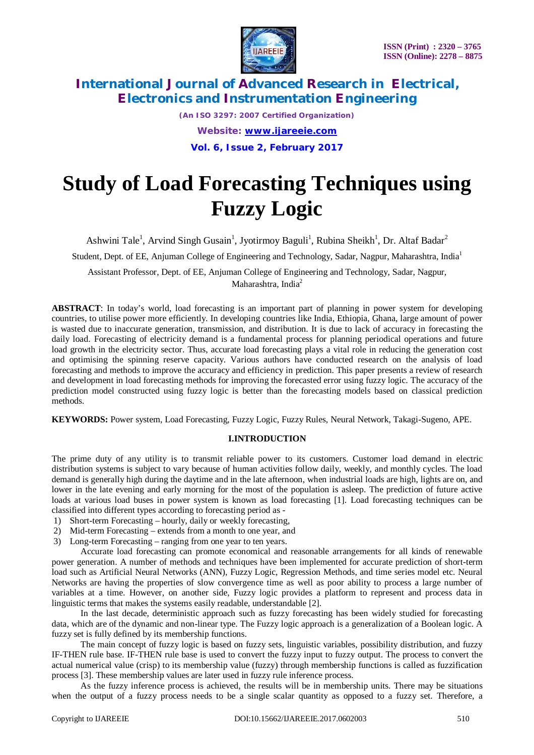# Study of Load Forecasting Techniques using Fuzzy Logic

Ashwini Tale[1], Arvind Singh Gusain[1], Jyotirmoy Baguli[1], Rubina Sheikh[1], Dr. Altaf Badar[2]

Student, Dept. of EE, Anjuman College of Engineering and Technology, Sadar, Nagpur, Maharashtra, India[1]

Assistant Professor, Dept. of EE, Anjuman College of Engineering and Technology, Sadar, Nagpur, Maharashtra, India[2]

**ABSTRACT**: In today's world, load forecasting is an important part of planning in power system for developing countries, to utilise power more efficiently. In developing countries like India, Ethiopia, Ghana, large amount of power is wasted due to inaccurate generation, transmission, and distribution. It is due to lack of accuracy in forecasting the daily load. Forecasting of electricity demand is a fundamental process for planning periodical operations and future load growth in the electricity sector. Thus, accurate load forecasting plays a vital role in reducing the generation cost and optimising the spinning reserve capacity. Various authors have conducted research on the analysis of load forecasting and methods to improve the accuracy and efficiency in prediction. This paper presents a review of research and development in load forecasting methods for improving the forecasted error using fuzzy logic. The accuracy of the prediction model constructed using fuzzy logic is better than the forecasting models based on classical prediction methods.

**KEYWORDS:** Power system, Load Forecasting, Fuzzy Logic, Fuzzy Rules, Neural Network, Takagi-Sugeno, APE.

## I.INTRODUCTION

The prime duty of any utility is to transmit reliable power to its customers. Customer load demand in electric distribution systems is subject to vary because of human activities follow daily, weekly, and monthly cycles. The load demand is generally high during the daytime and in the late afternoon, when industrial loads are high, lights are on, and lower in the late evening and early morning for the most of the population is asleep. The prediction of future active loads at various load buses in power system is known as load forecasting [1]. Load forecasting techniques can be classified into different types according to forecasting period as -

1) Short-term Forecasting – hourly, daily or weekly forecasting,
2) Mid-term Forecasting – extends from a month to one year, and
3) Long-term Forecasting – ranging from one year to ten years.

Accurate load forecasting can promote economical and reasonable arrangements for all kinds of renewable power generation. A number of methods and techniques have been implemented for accurate prediction of short-term load such as Artificial Neural Networks (ANN), Fuzzy Logic, Regression Methods, and time series model etc. Neural Networks are having the properties of slow convergence time as well as poor ability to process a large number of variables at a time. However, on another side, Fuzzy logic provides a platform to represent and process data in linguistic terms that makes the systems easily readable, understandable [2].

In the last decade, deterministic approach such as fuzzy forecasting has been widely studied for forecasting data, which are of the dynamic and non-linear type. The Fuzzy logic approach is a generalization of a Boolean logic. A fuzzy set is fully defined by its membership functions.

The main concept of fuzzy logic is based on fuzzy sets, linguistic variables, possibility distribution, and fuzzy IF-THEN rule base. IF-THEN rule base is used to convert the fuzzy input to fuzzy output. The process to convert the actual numerical value (crisp) to its membership value (fuzzy) through membership functions is called as fuzzification process [3]. These membership values are later used in fuzzy rule inference process.

As the fuzzy inference process is achieved, the results will be in membership units. There may be situations when the output of a fuzzy process needs to be a single scalar quantity as opposed to a fuzzy set. Therefore, a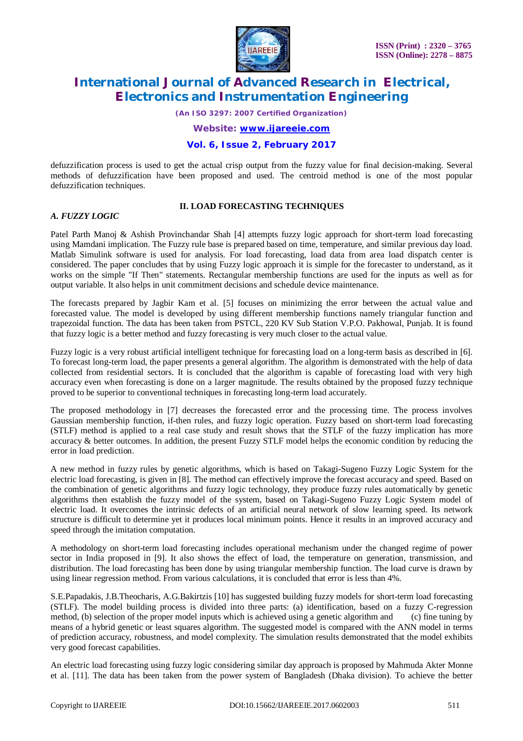defuzzification process is used to get the actual crisp output from the fuzzy value for final decision-making. Several methods of defuzzification have been proposed and used. The centroid method is one of the most popular defuzzification techniques.

## II. LOAD FORECASTING TECHNIQUES

### *A. FUZZY LOGIC*

Patel Parth Manoj & Ashish Provinchandar Shah [4] attempts fuzzy logic approach for short-term load forecasting using Mamdani implication. The Fuzzy rule base is prepared based on time, temperature, and similar previous day load. Matlab Simulink software is used for analysis. For load forecasting, load data from area load dispatch center is considered. The paper concludes that by using Fuzzy logic approach it is simple for the forecaster to understand, as it works on the simple "If Then" statements. Rectangular membership functions are used for the inputs as well as for output variable. It also helps in unit commitment decisions and schedule device maintenance.

The forecasts prepared by Jagbir Kam et al. [5] focuses on minimizing the error between the actual value and forecasted value. The model is developed by using different membership functions namely triangular function and trapezoidal function. The data has been taken from PSTCL, 220 KV Sub Station V.P.O. Pakhowal, Punjab. It is found that fuzzy logic is a better method and fuzzy forecasting is very much closer to the actual value.

Fuzzy logic is a very robust artificial intelligent technique for forecasting load on a long-term basis as described in [6]. To forecast long-term load, the paper presents a general algorithm. The algorithm is demonstrated with the help of data collected from residential sectors. It is concluded that the algorithm is capable of forecasting load with very high accuracy even when forecasting is done on a larger magnitude. The results obtained by the proposed fuzzy technique proved to be superior to conventional techniques in forecasting long-term load accurately.

The proposed methodology in [7] decreases the forecasted error and the processing time. The process involves Gaussian membership function, if-then rules, and fuzzy logic operation. Fuzzy based on short-term load forecasting (STLF) method is applied to a real case study and result shows that the STLF of the fuzzy implication has more accuracy & better outcomes. In addition, the present Fuzzy STLF model helps the economic condition by reducing the error in load prediction.

A new method in fuzzy rules by genetic algorithms, which is based on Takagi-Sugeno Fuzzy Logic System for the electric load forecasting, is given in [8]. The method can effectively improve the forecast accuracy and speed. Based on the combination of genetic algorithms and fuzzy logic technology, they produce fuzzy rules automatically by genetic algorithms then establish the fuzzy model of the system, based on Takagi-Sugeno Fuzzy Logic System model of electric load. It overcomes the intrinsic defects of an artificial neural network of slow learning speed. Its network structure is difficult to determine yet it produces local minimum points. Hence it results in an improved accuracy and speed through the imitation computation.

A methodology on short-term load forecasting includes operational mechanism under the changed regime of power sector in India proposed in [9]. It also shows the effect of load, the temperature on generation, transmission, and distribution. The load forecasting has been done by using triangular membership function. The load curve is drawn by using linear regression method. From various calculations, it is concluded that error is less than 4%.

S.E.Papadakis, J.B.Theocharis, A.G.Bakirtzis [10] has suggested building fuzzy models for short-term load forecasting (STLF). The model building process is divided into three parts: (a) identification, based on a fuzzy C-regression method, (b) selection of the proper model inputs which is achieved using a genetic algorithm and (c) fine tuning by means of a hybrid genetic or least squares algorithm. The suggested model is compared with the ANN model in terms of prediction accuracy, robustness, and model complexity. The simulation results demonstrated that the model exhibits very good forecast capabilities.

An electric load forecasting using fuzzy logic considering similar day approach is proposed by Mahmuda Akter Monne et al. [11]. The data has been taken from the power system of Bangladesh (Dhaka division). To achieve the better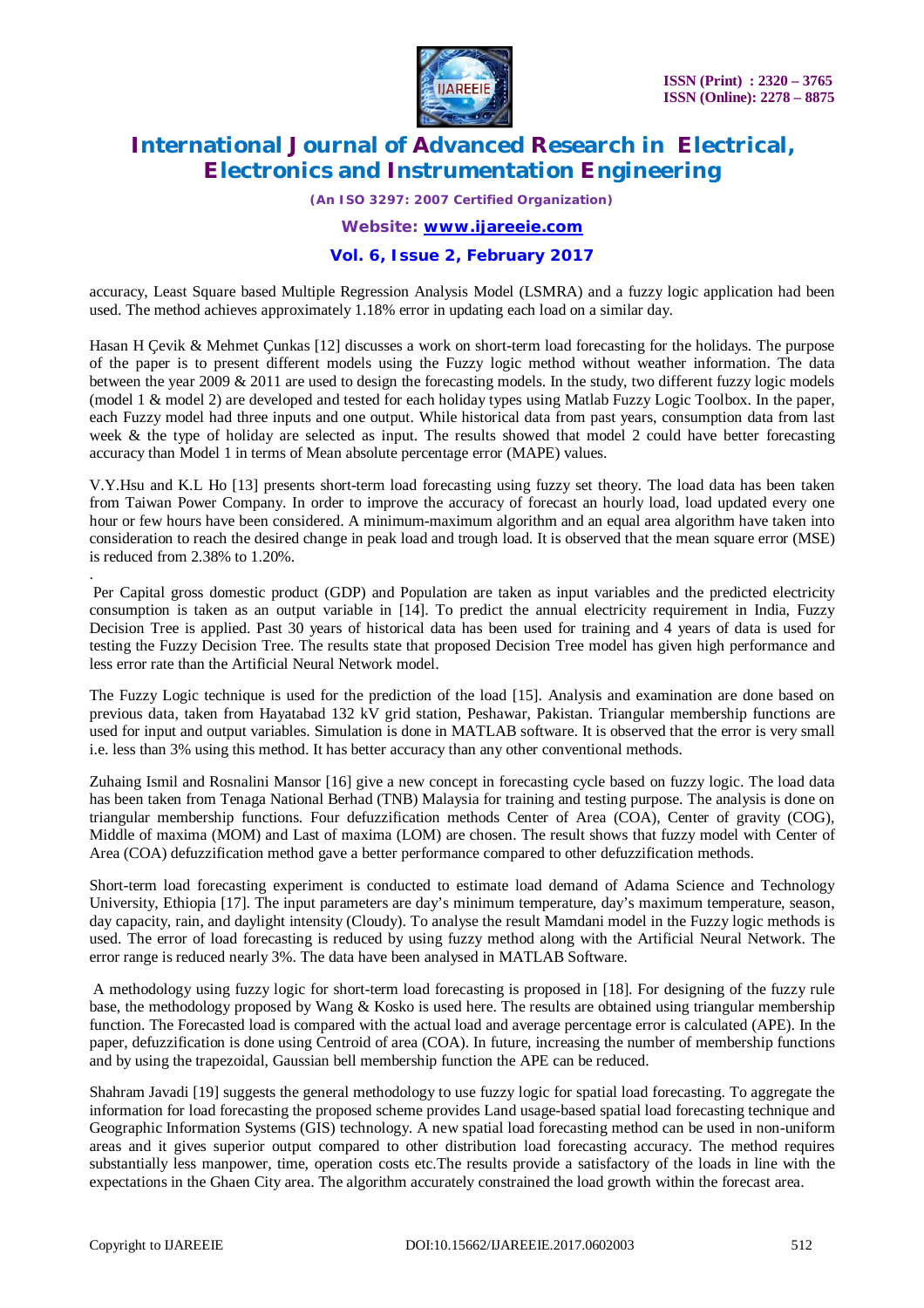accuracy, Least Square based Multiple Regression Analysis Model (LSMRA) and a fuzzy logic application had been used. The method achieves approximately 1.18% error in updating each load on a similar day.

Hasan H Çevik & Mehmet Çunkas [12] discusses a work on short-term load forecasting for the holidays. The purpose of the paper is to present different models using the Fuzzy logic method without weather information. The data between the year 2009 & 2011 are used to design the forecasting models. In the study, two different fuzzy logic models (model 1 & model 2) are developed and tested for each holiday types using Matlab Fuzzy Logic Toolbox. In the paper, each Fuzzy model had three inputs and one output. While historical data from past years, consumption data from last week & the type of holiday are selected as input. The results showed that model 2 could have better forecasting accuracy than Model 1 in terms of Mean absolute percentage error (MAPE) values.

V.Y.Hsu and K.L Ho [13] presents short-term load forecasting using fuzzy set theory. The load data has been taken from Taiwan Power Company. In order to improve the accuracy of forecast an hourly load, load updated every one hour or few hours have been considered. A minimum-maximum algorithm and an equal area algorithm have taken into consideration to reach the desired change in peak load and trough load. It is observed that the mean square error (MSE) is reduced from 2.38% to 1.20%.

.

Per Capital gross domestic product (GDP) and Population are taken as input variables and the predicted electricity consumption is taken as an output variable in [14]. To predict the annual electricity requirement in India, Fuzzy Decision Tree is applied. Past 30 years of historical data has been used for training and 4 years of data is used for testing the Fuzzy Decision Tree. The results state that proposed Decision Tree model has given high performance and less error rate than the Artificial Neural Network model.

The Fuzzy Logic technique is used for the prediction of the load [15]. Analysis and examination are done based on previous data, taken from Hayatabad 132 kV grid station, Peshawar, Pakistan. Triangular membership functions are used for input and output variables. Simulation is done in MATLAB software. It is observed that the error is very small i.e. less than 3% using this method. It has better accuracy than any other conventional methods.

Zuhaing Ismil and Rosnalini Mansor [16] give a new concept in forecasting cycle based on fuzzy logic. The load data has been taken from Tenaga National Berhad (TNB) Malaysia for training and testing purpose. The analysis is done on triangular membership functions. Four defuzzification methods Center of Area (COA), Center of gravity (COG), Middle of maxima (MOM) and Last of maxima (LOM) are chosen. The result shows that fuzzy model with Center of Area (COA) defuzzification method gave a better performance compared to other defuzzification methods.

Short-term load forecasting experiment is conducted to estimate load demand of Adama Science and Technology University, Ethiopia [17]. The input parameters are day's minimum temperature, day's maximum temperature, season, day capacity, rain, and daylight intensity (Cloudy). To analyse the result Mamdani model in the Fuzzy logic methods is used. The error of load forecasting is reduced by using fuzzy method along with the Artificial Neural Network. The error range is reduced nearly 3%. The data have been analysed in MATLAB Software.

A methodology using fuzzy logic for short-term load forecasting is proposed in [18]. For designing of the fuzzy rule base, the methodology proposed by Wang & Kosko is used here. The results are obtained using triangular membership function. The Forecasted load is compared with the actual load and average percentage error is calculated (APE). In the paper, defuzzification is done using Centroid of area (COA). In future, increasing the number of membership functions and by using the trapezoidal, Gaussian bell membership function the APE can be reduced.

Shahram Javadi [19] suggests the general methodology to use fuzzy logic for spatial load forecasting. To aggregate the information for load forecasting the proposed scheme provides Land usage-based spatial load forecasting technique and Geographic Information Systems (GIS) technology. A new spatial load forecasting method can be used in non-uniform areas and it gives superior output compared to other distribution load forecasting accuracy. The method requires substantially less manpower, time, operation costs etc.The results provide a satisfactory of the loads in line with the expectations in the Ghaen City area. The algorithm accurately constrained the load growth within the forecast area.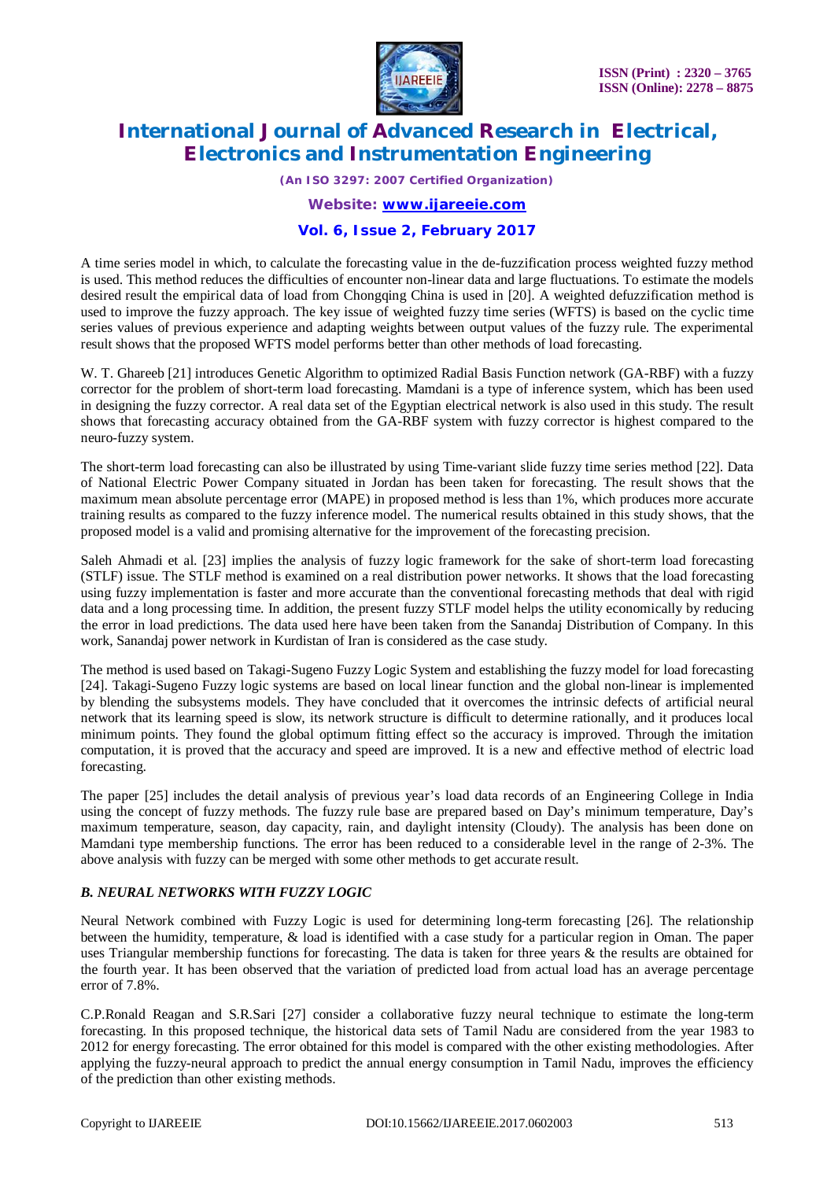A time series model in which, to calculate the forecasting value in the de-fuzzification process weighted fuzzy method is used. This method reduces the difficulties of encounter non-linear data and large fluctuations. To estimate the models desired result the empirical data of load from Chongqing China is used in [20]. A weighted defuzzification method is used to improve the fuzzy approach. The key issue of weighted fuzzy time series (WFTS) is based on the cyclic time series values of previous experience and adapting weights between output values of the fuzzy rule. The experimental result shows that the proposed WFTS model performs better than other methods of load forecasting.

W. T. Ghareeb [21] introduces Genetic Algorithm to optimized Radial Basis Function network (GA-RBF) with a fuzzy corrector for the problem of short-term load forecasting. Mamdani is a type of inference system, which has been used in designing the fuzzy corrector. A real data set of the Egyptian electrical network is also used in this study. The result shows that forecasting accuracy obtained from the GA-RBF system with fuzzy corrector is highest compared to the neuro-fuzzy system.

The short-term load forecasting can also be illustrated by using Time-variant slide fuzzy time series method [22]. Data of National Electric Power Company situated in Jordan has been taken for forecasting. The result shows that the maximum mean absolute percentage error (MAPE) in proposed method is less than 1%, which produces more accurate training results as compared to the fuzzy inference model. The numerical results obtained in this study shows, that the proposed model is a valid and promising alternative for the improvement of the forecasting precision.

Saleh Ahmadi et al. [23] implies the analysis of fuzzy logic framework for the sake of short-term load forecasting (STLF) issue. The STLF method is examined on a real distribution power networks. It shows that the load forecasting using fuzzy implementation is faster and more accurate than the conventional forecasting methods that deal with rigid data and a long processing time. In addition, the present fuzzy STLF model helps the utility economically by reducing the error in load predictions. The data used here have been taken from the Sanandaj Distribution of Company. In this work, Sanandaj power network in Kurdistan of Iran is considered as the case study.

The method is used based on Takagi-Sugeno Fuzzy Logic System and establishing the fuzzy model for load forecasting [24]. Takagi-Sugeno Fuzzy logic systems are based on local linear function and the global non-linear is implemented by blending the subsystems models. They have concluded that it overcomes the intrinsic defects of artificial neural network that its learning speed is slow, its network structure is difficult to determine rationally, and it produces local minimum points. They found the global optimum fitting effect so the accuracy is improved. Through the imitation computation, it is proved that the accuracy and speed are improved. It is a new and effective method of electric load forecasting.

The paper [25] includes the detail analysis of previous year's load data records of an Engineering College in India using the concept of fuzzy methods. The fuzzy rule base are prepared based on Day's minimum temperature, Day's maximum temperature, season, day capacity, rain, and daylight intensity (Cloudy). The analysis has been done on Mamdani type membership functions. The error has been reduced to a considerable level in the range of 2-3%. The above analysis with fuzzy can be merged with some other methods to get accurate result.

### *B. NEURAL NETWORKS WITH FUZZY LOGIC*

Neural Network combined with Fuzzy Logic is used for determining long-term forecasting [26]. The relationship between the humidity, temperature, & load is identified with a case study for a particular region in Oman. The paper uses Triangular membership functions for forecasting. The data is taken for three years & the results are obtained for the fourth year. It has been observed that the variation of predicted load from actual load has an average percentage error of 7.8%.

C.P.Ronald Reagan and S.R.Sari [27] consider a collaborative fuzzy neural technique to estimate the long-term forecasting. In this proposed technique, the historical data sets of Tamil Nadu are considered from the year 1983 to 2012 for energy forecasting. The error obtained for this model is compared with the other existing methodologies. After applying the fuzzy-neural approach to predict the annual energy consumption in Tamil Nadu, improves the efficiency of the prediction than other existing methods.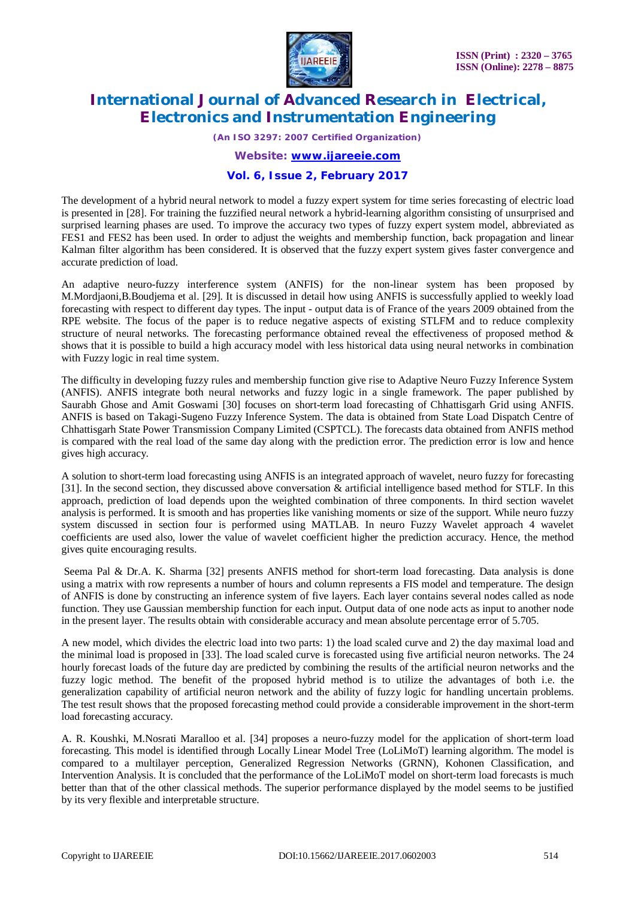The development of a hybrid neural network to model a fuzzy expert system for time series forecasting of electric load is presented in [28]. For training the fuzzified neural network a hybrid-learning algorithm consisting of unsurprised and surprised learning phases are used. To improve the accuracy two types of fuzzy expert system model, abbreviated as FES1 and FES2 has been used. In order to adjust the weights and membership function, back propagation and linear Kalman filter algorithm has been considered. It is observed that the fuzzy expert system gives faster convergence and accurate prediction of load.

An adaptive neuro-fuzzy interference system (ANFIS) for the non-linear system has been proposed by M.Mordjaoni,B.Boudjema et al. [29]. It is discussed in detail how using ANFIS is successfully applied to weekly load forecasting with respect to different day types. The input - output data is of France of the years 2009 obtained from the RPE website. The focus of the paper is to reduce negative aspects of existing STLFM and to reduce complexity structure of neural networks. The forecasting performance obtained reveal the effectiveness of proposed method & shows that it is possible to build a high accuracy model with less historical data using neural networks in combination with Fuzzy logic in real time system.

The difficulty in developing fuzzy rules and membership function give rise to Adaptive Neuro Fuzzy Inference System (ANFIS). ANFIS integrate both neural networks and fuzzy logic in a single framework. The paper published by Saurabh Ghose and Amit Goswami [30] focuses on short-term load forecasting of Chhattisgarh Grid using ANFIS. ANFIS is based on Takagi-Sugeno Fuzzy Inference System. The data is obtained from State Load Dispatch Centre of Chhattisgarh State Power Transmission Company Limited (CSPTCL). The forecasts data obtained from ANFIS method is compared with the real load of the same day along with the prediction error. The prediction error is low and hence gives high accuracy.

A solution to short-term load forecasting using ANFIS is an integrated approach of wavelet, neuro fuzzy for forecasting [31]. In the second section, they discussed above conversation & artificial intelligence based method for STLF. In this approach, prediction of load depends upon the weighted combination of three components. In third section wavelet analysis is performed. It is smooth and has properties like vanishing moments or size of the support. While neuro fuzzy system discussed in section four is performed using MATLAB. In neuro Fuzzy Wavelet approach 4 wavelet coefficients are used also, lower the value of wavelet coefficient higher the prediction accuracy. Hence, the method gives quite encouraging results.

Seema Pal & Dr.A. K. Sharma [32] presents ANFIS method for short-term load forecasting. Data analysis is done using a matrix with row represents a number of hours and column represents a FIS model and temperature. The design of ANFIS is done by constructing an inference system of five layers. Each layer contains several nodes called as node function. They use Gaussian membership function for each input. Output data of one node acts as input to another node in the present layer. The results obtain with considerable accuracy and mean absolute percentage error of 5.705.

A new model, which divides the electric load into two parts: 1) the load scaled curve and 2) the day maximal load and the minimal load is proposed in [33]. The load scaled curve is forecasted using five artificial neuron networks. The 24 hourly forecast loads of the future day are predicted by combining the results of the artificial neuron networks and the fuzzy logic method. The benefit of the proposed hybrid method is to utilize the advantages of both i.e. the generalization capability of artificial neuron network and the ability of fuzzy logic for handling uncertain problems. The test result shows that the proposed forecasting method could provide a considerable improvement in the short-term load forecasting accuracy.

A. R. Koushki, M.Nosrati Maralloo et al. [34] proposes a neuro-fuzzy model for the application of short-term load forecasting. This model is identified through Locally Linear Model Tree (LoLiMoT) learning algorithm. The model is compared to a multilayer perception, Generalized Regression Networks (GRNN), Kohonen Classification, and Intervention Analysis. It is concluded that the performance of the LoLiMoT model on short-term load forecasts is much better than that of the other classical methods. The superior performance displayed by the model seems to be justified by its very flexible and interpretable structure.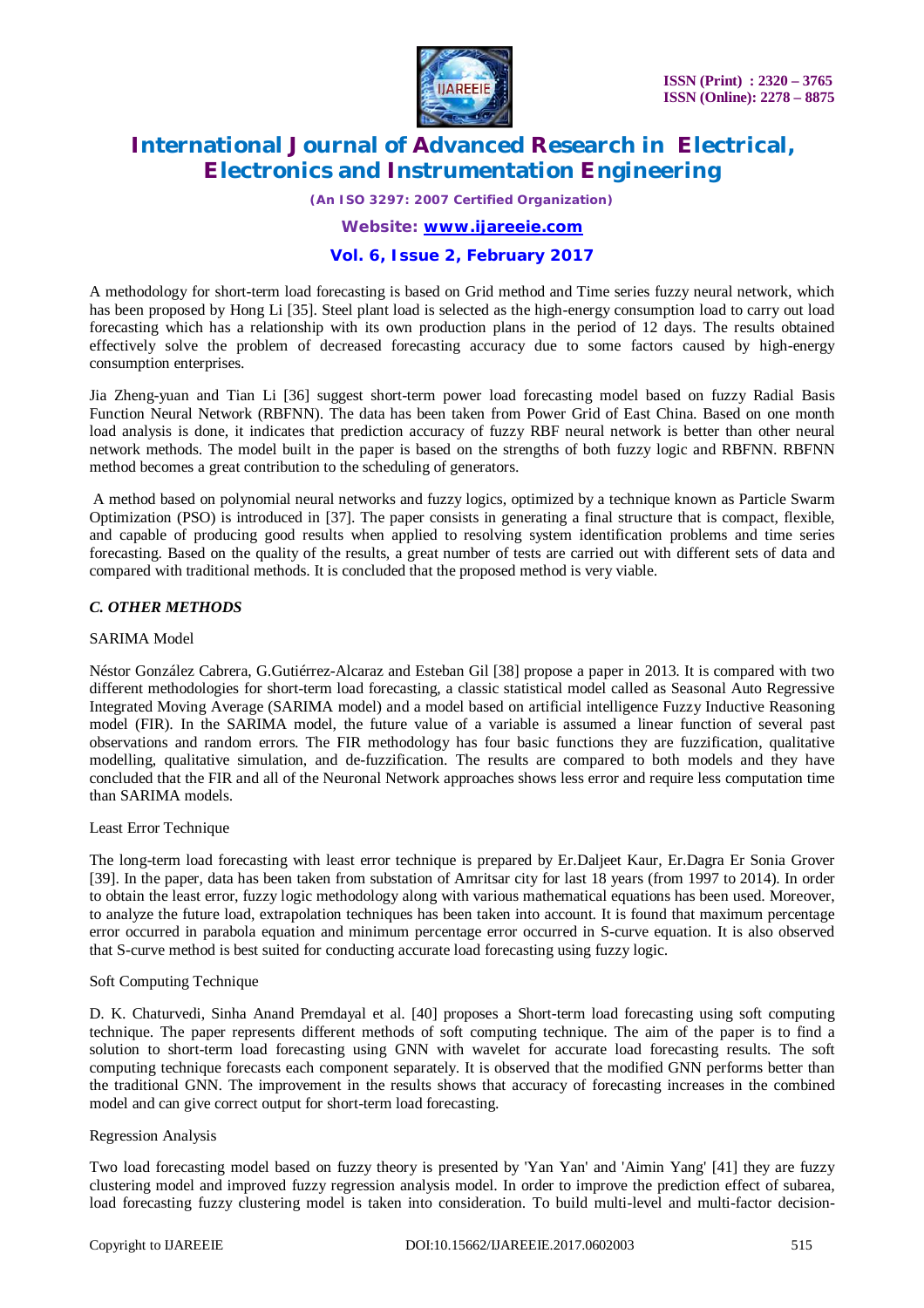A methodology for short-term load forecasting is based on Grid method and Time series fuzzy neural network, which has been proposed by Hong Li [35]. Steel plant load is selected as the high-energy consumption load to carry out load forecasting which has a relationship with its own production plans in the period of 12 days. The results obtained effectively solve the problem of decreased forecasting accuracy due to some factors caused by high-energy consumption enterprises.

Jia Zheng-yuan and Tian Li [36] suggest short-term power load forecasting model based on fuzzy Radial Basis Function Neural Network (RBFNN). The data has been taken from Power Grid of East China. Based on one month load analysis is done, it indicates that prediction accuracy of fuzzy RBF neural network is better than other neural network methods. The model built in the paper is based on the strengths of both fuzzy logic and RBFNN. RBFNN method becomes a great contribution to the scheduling of generators.

A method based on polynomial neural networks and fuzzy logics, optimized by a technique known as Particle Swarm Optimization (PSO) is introduced in [37]. The paper consists in generating a final structure that is compact, flexible, and capable of producing good results when applied to resolving system identification problems and time series forecasting. Based on the quality of the results, a great number of tests are carried out with different sets of data and compared with traditional methods. It is concluded that the proposed method is very viable.

### *C. OTHER METHODS*

SARIMA Model

Néstor González Cabrera, G.Gutiérrez-Alcaraz and Esteban Gil [38] propose a paper in 2013. It is compared with two different methodologies for short-term load forecasting, a classic statistical model called as Seasonal Auto Regressive Integrated Moving Average (SARIMA model) and a model based on artificial intelligence Fuzzy Inductive Reasoning model (FIR). In the SARIMA model, the future value of a variable is assumed a linear function of several past observations and random errors. The FIR methodology has four basic functions they are fuzzification, qualitative modelling, qualitative simulation, and de-fuzzification. The results are compared to both models and they have concluded that the FIR and all of the Neuronal Network approaches shows less error and require less computation time than SARIMA models.

Least Error Technique

The long-term load forecasting with least error technique is prepared by Er.Daljeet Kaur, Er.Dagra Er Sonia Grover [39]. In the paper, data has been taken from substation of Amritsar city for last 18 years (from 1997 to 2014). In order to obtain the least error, fuzzy logic methodology along with various mathematical equations has been used. Moreover, to analyze the future load, extrapolation techniques has been taken into account. It is found that maximum percentage error occurred in parabola equation and minimum percentage error occurred in S-curve equation. It is also observed that S-curve method is best suited for conducting accurate load forecasting using fuzzy logic.

Soft Computing Technique

D. K. Chaturvedi, Sinha Anand Premdayal et al. [40] proposes a Short-term load forecasting using soft computing technique. The paper represents different methods of soft computing technique. The aim of the paper is to find a solution to short-term load forecasting using GNN with wavelet for accurate load forecasting results. The soft computing technique forecasts each component separately. It is observed that the modified GNN performs better than the traditional GNN. The improvement in the results shows that accuracy of forecasting increases in the combined model and can give correct output for short-term load forecasting.

Regression Analysis

Two load forecasting model based on fuzzy theory is presented by 'Yan Yan' and 'Aimin Yang' [41] they are fuzzy clustering model and improved fuzzy regression analysis model. In order to improve the prediction effect of subarea, load forecasting fuzzy clustering model is taken into consideration. To build multi-level and multi-factor decision-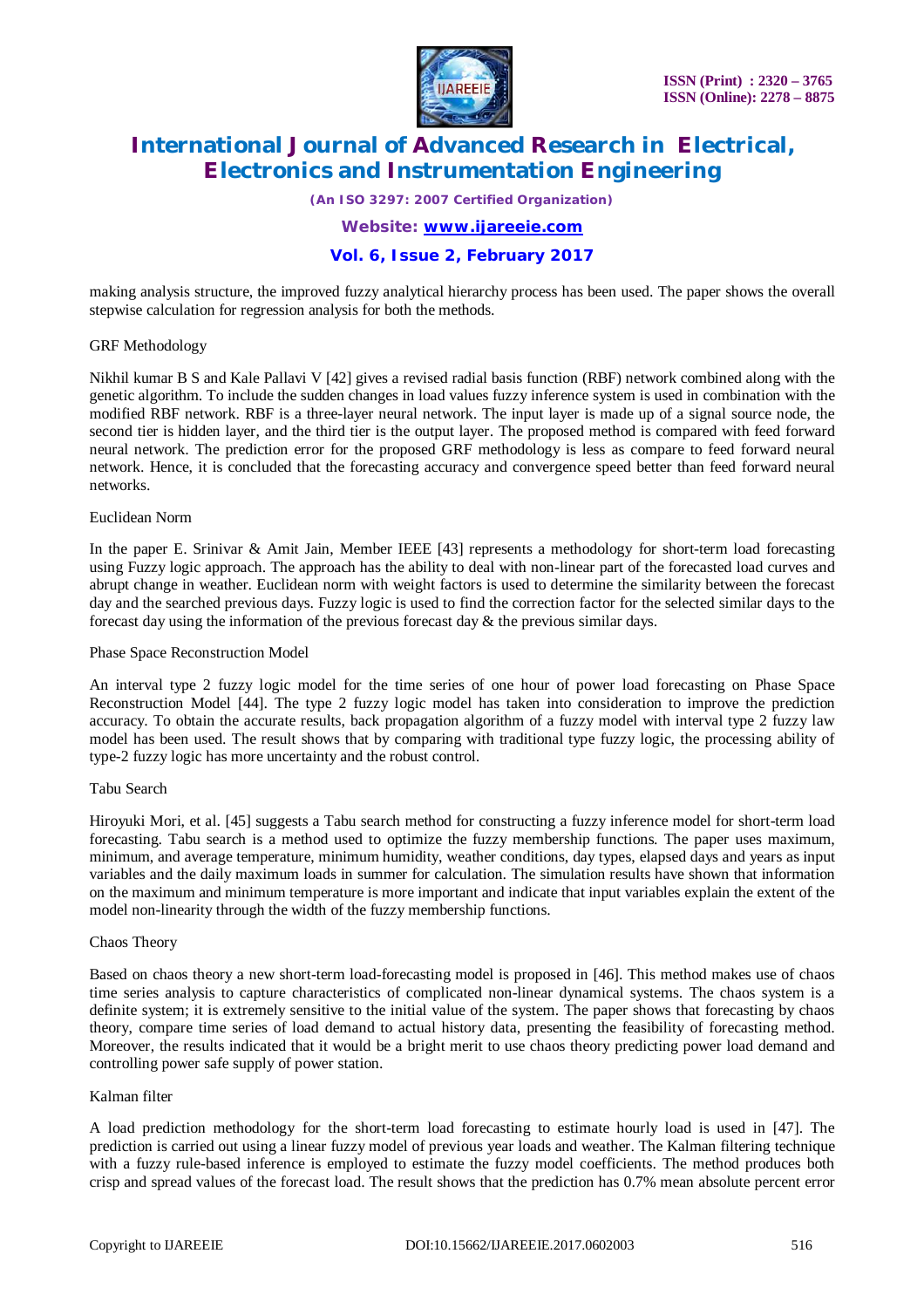making analysis structure, the improved fuzzy analytical hierarchy process has been used. The paper shows the overall stepwise calculation for regression analysis for both the methods.

GRF Methodology

Nikhil kumar B S and Kale Pallavi V [42] gives a revised radial basis function (RBF) network combined along with the genetic algorithm. To include the sudden changes in load values fuzzy inference system is used in combination with the modified RBF network. RBF is a three-layer neural network. The input layer is made up of a signal source node, the second tier is hidden layer, and the third tier is the output layer. The proposed method is compared with feed forward neural network. The prediction error for the proposed GRF methodology is less as compare to feed forward neural network. Hence, it is concluded that the forecasting accuracy and convergence speed better than feed forward neural networks.

Euclidean Norm

In the paper E. Srinivar & Amit Jain, Member IEEE [43] represents a methodology for short-term load forecasting using Fuzzy logic approach. The approach has the ability to deal with non-linear part of the forecasted load curves and abrupt change in weather. Euclidean norm with weight factors is used to determine the similarity between the forecast day and the searched previous days. Fuzzy logic is used to find the correction factor for the selected similar days to the forecast day using the information of the previous forecast day & the previous similar days.

Phase Space Reconstruction Model

An interval type 2 fuzzy logic model for the time series of one hour of power load forecasting on Phase Space Reconstruction Model [44]. The type 2 fuzzy logic model has taken into consideration to improve the prediction accuracy. To obtain the accurate results, back propagation algorithm of a fuzzy model with interval type 2 fuzzy law model has been used. The result shows that by comparing with traditional type fuzzy logic, the processing ability of type-2 fuzzy logic has more uncertainty and the robust control.

Tabu Search

Hiroyuki Mori, et al. [45] suggests a Tabu search method for constructing a fuzzy inference model for short-term load forecasting. Tabu search is a method used to optimize the fuzzy membership functions. The paper uses maximum, minimum, and average temperature, minimum humidity, weather conditions, day types, elapsed days and years as input variables and the daily maximum loads in summer for calculation. The simulation results have shown that information on the maximum and minimum temperature is more important and indicate that input variables explain the extent of the model non-linearity through the width of the fuzzy membership functions.

Chaos Theory

Based on chaos theory a new short-term load-forecasting model is proposed in [46]. This method makes use of chaos time series analysis to capture characteristics of complicated non-linear dynamical systems. The chaos system is a definite system; it is extremely sensitive to the initial value of the system. The paper shows that forecasting by chaos theory, compare time series of load demand to actual history data, presenting the feasibility of forecasting method. Moreover, the results indicated that it would be a bright merit to use chaos theory predicting power load demand and controlling power safe supply of power station.

Kalman filter

A load prediction methodology for the short-term load forecasting to estimate hourly load is used in [47]. The prediction is carried out using a linear fuzzy model of previous year loads and weather. The Kalman filtering technique with a fuzzy rule-based inference is employed to estimate the fuzzy model coefficients. The method produces both crisp and spread values of the forecast load. The result shows that the prediction has 0.7% mean absolute percent error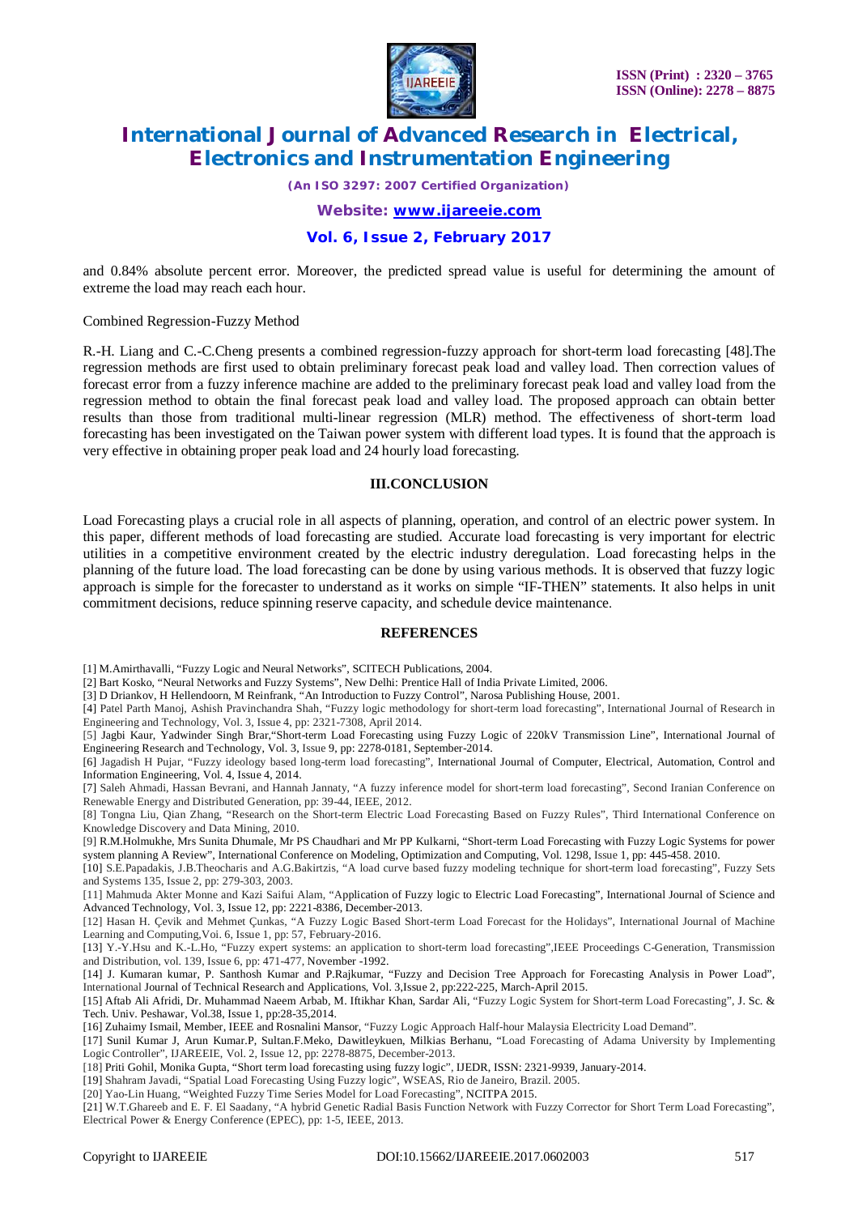and 0.84% absolute percent error. Moreover, the predicted spread value is useful for determining the amount of extreme the load may reach each hour.

Combined Regression-Fuzzy Method

R.-H. Liang and C.-C.Cheng presents a combined regression-fuzzy approach for short-term load forecasting [48].The regression methods are first used to obtain preliminary forecast peak load and valley load. Then correction values of forecast error from a fuzzy inference machine are added to the preliminary forecast peak load and valley load from the regression method to obtain the final forecast peak load and valley load. The proposed approach can obtain better results than those from traditional multi-linear regression (MLR) method. The effectiveness of short-term load forecasting has been investigated on the Taiwan power system with different load types. It is found that the approach is very effective in obtaining proper peak load and 24 hourly load forecasting.

## III.CONCLUSION

Load Forecasting plays a crucial role in all aspects of planning, operation, and control of an electric power system. In this paper, different methods of load forecasting are studied. Accurate load forecasting is very important for electric utilities in a competitive environment created by the electric industry deregulation. Load forecasting helps in the planning of the future load. The load forecasting can be done by using various methods. It is observed that fuzzy logic approach is simple for the forecaster to understand as it works on simple "IF-THEN" statements. It also helps in unit commitment decisions, reduce spinning reserve capacity, and schedule device maintenance.

## REFERENCES

[1] M.Amirthavalli, "Fuzzy Logic and Neural Networks", SCITECH Publications, 2004.

[2] Bart Kosko, "Neural Networks and Fuzzy Systems", New Delhi: Prentice Hall of India Private Limited, 2006.

[3] D Driankov, H Hellendoorn, M Reinfrank, "An Introduction to Fuzzy Control", Narosa Publishing House, 2001.

[4] Patel Parth Manoj, Ashish Pravinchandra Shah, "Fuzzy logic methodology for short-term load forecasting", International Journal of Research in Engineering and Technology, Vol. 3, Issue 4, pp: 2321-7308, April 2014.

[5] Jagbi Kaur, Yadwinder Singh Brar,"Short-term Load Forecasting using Fuzzy Logic of 220kV Transmission Line", International Journal of Engineering Research and Technology, Vol. 3, Issue 9, pp: 2278-0181, September-2014.

[6] Jagadish H Pujar, "Fuzzy ideology based long-term load forecasting", International Journal of Computer, Electrical, Automation, Control and Information Engineering, Vol. 4, Issue 4, 2014.

[7] Saleh Ahmadi, Hassan Bevrani, and Hannah Jannaty, "A fuzzy inference model for short-term load forecasting", Second Iranian Conference on Renewable Energy and Distributed Generation, pp: 39-44, IEEE, 2012.

[8] Tongna Liu, Qian Zhang, "Research on the Short-term Electric Load Forecasting Based on Fuzzy Rules", Third International Conference on Knowledge Discovery and Data Mining, 2010.

[9] R.M.Holmukhe, Mrs Sunita Dhumale, Mr PS Chaudhari and Mr PP Kulkarni, "Short-term Load Forecasting with Fuzzy Logic Systems for power system planning A Review", International Conference on Modeling, Optimization and Computing, Vol. 1298, Issue 1, pp: 445-458. 2010.

[10] S.E.Papadakis, J.B.Theocharis and A.G.Bakirtzis, "A load curve based fuzzy modeling technique for short-term load forecasting", Fuzzy Sets and Systems 135, Issue 2, pp: 279-303, 2003.

[11] Mahmuda Akter Monne and Kazi Saifui Alam, "Application of Fuzzy logic to Electric Load Forecasting", International Journal of Science and Advanced Technology, Vol. 3, Issue 12, pp: 2221-8386, December-2013.

[12] Hasan H. Çevik and Mehmet Çunkas, "A Fuzzy Logic Based Short-term Load Forecast for the Holidays", International Journal of Machine Learning and Computing,Voi. 6, Issue 1, pp: 57, February-2016.

[13] Y.-Y.Hsu and K.-L.Ho, "Fuzzy expert systems: an application to short-term load forecasting",IEEE Proceedings C-Generation, Transmission and Distribution, vol. 139, Issue 6, pp: 471-477, November -1992.

[14] J. Kumaran kumar, P. Santhosh Kumar and P.Rajkumar, "Fuzzy and Decision Tree Approach for Forecasting Analysis in Power Load", International Journal of Technical Research and Applications, Vol. 3,Issue 2, pp:222-225, March-April 2015.

[15] Aftab Ali Afridi, Dr. Muhammad Naeem Arbab, M. Iftikhar Khan, Sardar Ali, "Fuzzy Logic System for Short-term Load Forecasting", J. Sc. & Tech. Univ. Peshawar, Vol.38, Issue 1, pp:28-35,2014.

[16] Zuhaimy Ismail, Member, IEEE and Rosnalini Mansor, "Fuzzy Logic Approach Half-hour Malaysia Electricity Load Demand".

[17] Sunil Kumar J, Arun Kumar.P, Sultan.F.Meko, Dawitleykuen, Milkias Berhanu, "Load Forecasting of Adama University by Implementing Logic Controller", IJAREEIE, Vol. 2, Issue 12, pp: 2278-8875, December-2013.

[18] Priti Gohil, Monika Gupta, "Short term load forecasting using fuzzy logic", IJEDR, ISSN: 2321-9939, January-2014.

[19] Shahram Javadi, "Spatial Load Forecasting Using Fuzzy logic", WSEAS, Rio de Janeiro, Brazil. 2005.

[20] Yao-Lin Huang, "Weighted Fuzzy Time Series Model for Load Forecasting", NCITPA 2015.

[21] W.T.Ghareeb and E. F. El Saadany, "A hybrid Genetic Radial Basis Function Network with Fuzzy Corrector for Short Term Load Forecasting", Electrical Power & Energy Conference (EPEC), pp: 1-5, IEEE, 2013.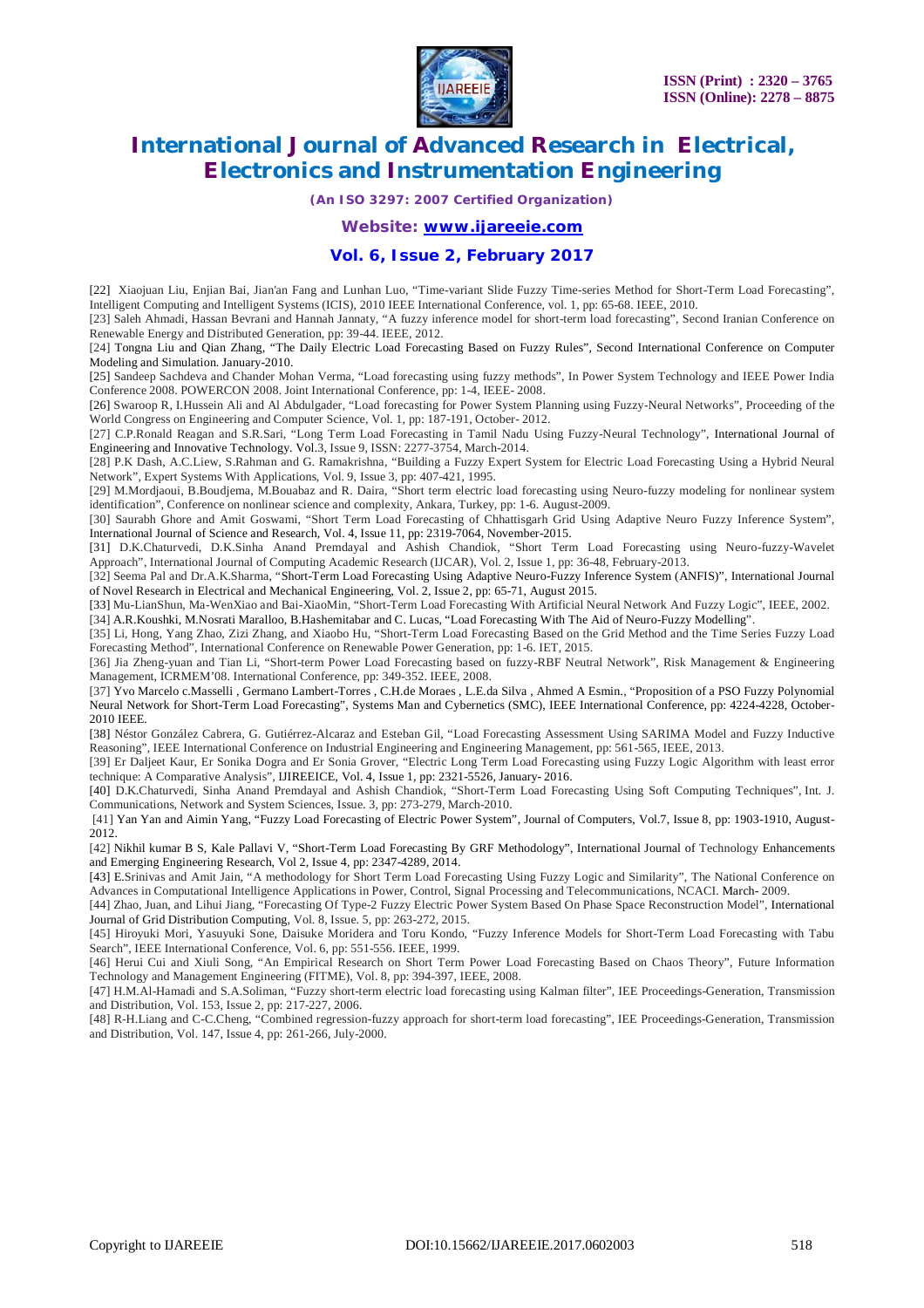[22] Xiaojuan Liu, Enjian Bai, Jian'an Fang and Lunhan Luo, "Time-variant Slide Fuzzy Time-series Method for Short-Term Load Forecasting", Intelligent Computing and Intelligent Systems (ICIS), 2010 IEEE International Conference, vol. 1, pp: 65-68. IEEE, 2010.

[23] Saleh Ahmadi, Hassan Bevrani and Hannah Jannaty, "A fuzzy inference model for short-term load forecasting", Second Iranian Conference on Renewable Energy and Distributed Generation, pp: 39-44. IEEE, 2012.

[24] Tongna Liu and Qian Zhang, "The Daily Electric Load Forecasting Based on Fuzzy Rules", Second International Conference on Computer Modeling and Simulation. January-2010.

[25] Sandeep Sachdeva and Chander Mohan Verma, "Load forecasting using fuzzy methods", In Power System Technology and IEEE Power India Conference 2008. POWERCON 2008. Joint International Conference, pp: 1-4, IEEE- 2008.

[26] Swaroop R, I.Hussein Ali and Al Abdulgader, "Load forecasting for Power System Planning using Fuzzy-Neural Networks", Proceeding of the World Congress on Engineering and Computer Science, Vol. 1, pp: 187-191, October- 2012.

[27] C.P.Ronald Reagan and S.R.Sari, "Long Term Load Forecasting in Tamil Nadu Using Fuzzy-Neural Technology", International Journal of Engineering and Innovative Technology. Vol.3, Issue 9, ISSN: 2277-3754, March-2014.

[28] P.K Dash, A.C.Liew, S.Rahman and G. Ramakrishna, "Building a Fuzzy Expert System for Electric Load Forecasting Using a Hybrid Neural Network", Expert Systems With Applications, Vol. 9, Issue 3, pp: 407-421, 1995.

[29] M.Mordjaoui, B.Boudjema, M.Bouabaz and R. Daira, "Short term electric load forecasting using Neuro-fuzzy modeling for nonlinear system identification", Conference on nonlinear science and complexity, Ankara, Turkey, pp: 1-6. August-2009.

[30] Saurabh Ghore and Amit Goswami, "Short Term Load Forecasting of Chhattisgarh Grid Using Adaptive Neuro Fuzzy Inference System", International Journal of Science and Research, Vol. 4, Issue 11, pp: 2319-7064, November-2015.

[31] D.K.Chaturvedi, D.K.Sinha Anand Premdayal and Ashish Chandiok, "Short Term Load Forecasting using Neuro-fuzzy-Wavelet Approach", International Journal of Computing Academic Research (IJCAR), Vol. 2, Issue 1, pp: 36-48, February-2013.

[32] Seema Pal and Dr.A.K.Sharma, "Short-Term Load Forecasting Using Adaptive Neuro-Fuzzy Inference System (ANFIS)", International Journal of Novel Research in Electrical and Mechanical Engineering, Vol. 2, Issue 2, pp: 65-71, August 2015.

[33] Mu-LianShun, Ma-WenXiao and Bai-XiaoMin, "Short-Term Load Forecasting With Artificial Neural Network And Fuzzy Logic", IEEE, 2002.

[34] A.R.Koushki, M.Nosrati Maralloo, B.Hashemitabar and C. Lucas, "Load Forecasting With The Aid of Neuro-Fuzzy Modelling".

[35] Li, Hong, Yang Zhao, Zizi Zhang, and Xiaobo Hu, "Short-Term Load Forecasting Based on the Grid Method and the Time Series Fuzzy Load Forecasting Method", International Conference on Renewable Power Generation, pp: 1-6. IET, 2015.

[36] Jia Zheng-yuan and Tian Li, "Short-term Power Load Forecasting based on fuzzy-RBF Neutral Network", Risk Management & Engineering Management, ICRMEM'08. International Conference, pp: 349-352. IEEE, 2008.

[37] Yvo Marcelo c.Masselli , Germano Lambert-Torres , C.H.de Moraes , L.E.da Silva , Ahmed A Esmin., "Proposition of a PSO Fuzzy Polynomial Neural Network for Short-Term Load Forecasting", Systems Man and Cybernetics (SMC), IEEE International Conference, pp: 4224-4228, October-2010 IEEE.

[38] Néstor González Cabrera, G. Gutiérrez-Alcaraz and Esteban Gil, "Load Forecasting Assessment Using SARIMA Model and Fuzzy Inductive Reasoning", IEEE International Conference on Industrial Engineering and Engineering Management, pp: 561-565, IEEE, 2013.

[39] Er Daljeet Kaur, Er Sonika Dogra and Er Sonia Grover, "Electric Long Term Load Forecasting using Fuzzy Logic Algorithm with least error technique: A Comparative Analysis", IJIREEICE, Vol. 4, Issue 1, pp: 2321-5526, January- 2016.

[40] D.K.Chaturvedi, Sinha Anand Premdayal and Ashish Chandiok, "Short-Term Load Forecasting Using Soft Computing Techniques", Int. J. Communications, Network and System Sciences, Issue. 3, pp: 273-279, March-2010.

[41] Yan Yan and Aimin Yang, "Fuzzy Load Forecasting of Electric Power System", Journal of Computers, Vol.7, Issue 8, pp: 1903-1910, August-2012.

[42] Nikhil kumar B S, Kale Pallavi V, "Short-Term Load Forecasting By GRF Methodology", International Journal of Technology Enhancements and Emerging Engineering Research, Vol 2, Issue 4, pp: 2347-4289, 2014.

[43] E.Srinivas and Amit Jain, "A methodology for Short Term Load Forecasting Using Fuzzy Logic and Similarity", The National Conference on Advances in Computational Intelligence Applications in Power, Control, Signal Processing and Telecommunications, NCACI. March- 2009.

[44] Zhao, Juan, and Lihui Jiang, "Forecasting Of Type-2 Fuzzy Electric Power System Based On Phase Space Reconstruction Model", International Journal of Grid Distribution Computing, Vol. 8, Issue. 5, pp: 263-272, 2015.

[45] Hiroyuki Mori, Yasuyuki Sone, Daisuke Moridera and Toru Kondo, "Fuzzy Inference Models for Short-Term Load Forecasting with Tabu Search", IEEE International Conference, Vol. 6, pp: 551-556. IEEE, 1999.

[46] Herui Cui and Xiuli Song, "An Empirical Research on Short Term Power Load Forecasting Based on Chaos Theory", Future Information Technology and Management Engineering (FITME), Vol. 8, pp: 394-397, IEEE, 2008.

[47] H.M.Al-Hamadi and S.A.Soliman, "Fuzzy short-term electric load forecasting using Kalman filter", IEE Proceedings-Generation, Transmission and Distribution, Vol. 153, Issue 2, pp: 217-227, 2006.

[48] R-H.Liang and C-C.Cheng, "Combined regression-fuzzy approach for short-term load forecasting", IEE Proceedings-Generation, Transmission and Distribution, Vol. 147, Issue 4, pp: 261-266, July-2000.